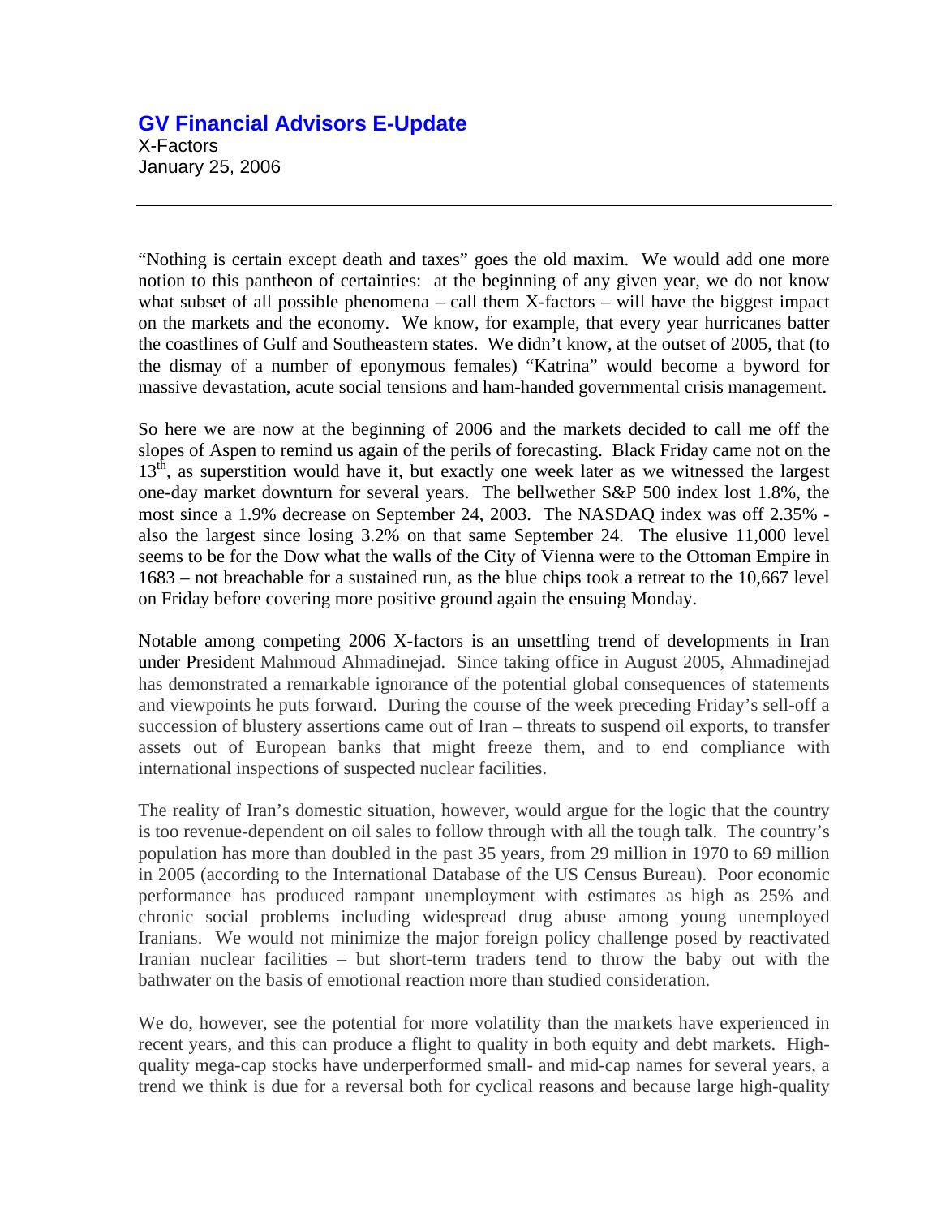# GV Financial Advisors E-Update

X-Factors
January 25, 2006

---

"Nothing is certain except death and taxes" goes the old maxim. We would add one more notion to this pantheon of certainties: at the beginning of any given year, we do not know what subset of all possible phenomena – call them X-factors – will have the biggest impact on the markets and the economy. We know, for example, that every year hurricanes batter the coastlines of Gulf and Southeastern states. We didn't know, at the outset of 2005, that (to the dismay of a number of eponymous females) "Katrina" would become a byword for massive devastation, acute social tensions and ham-handed governmental crisis management.

So here we are now at the beginning of 2006 and the markets decided to call me off the slopes of Aspen to remind us again of the perils of forecasting. Black Friday came not on the 13th, as superstition would have it, but exactly one week later as we witnessed the largest one-day market downturn for several years. The bellwether S&P 500 index lost 1.8%, the most since a 1.9% decrease on September 24, 2003. The NASDAQ index was off 2.35% - also the largest since losing 3.2% on that same September 24. The elusive 11,000 level seems to be for the Dow what the walls of the City of Vienna were to the Ottoman Empire in 1683 – not breachable for a sustained run, as the blue chips took a retreat to the 10,667 level on Friday before covering more positive ground again the ensuing Monday.

Notable among competing 2006 X-factors is an unsettling trend of developments in Iran under President Mahmoud Ahmadinejad. Since taking office in August 2005, Ahmadinejad has demonstrated a remarkable ignorance of the potential global consequences of statements and viewpoints he puts forward. During the course of the week preceding Friday's sell-off a succession of blustery assertions came out of Iran – threats to suspend oil exports, to transfer assets out of European banks that might freeze them, and to end compliance with international inspections of suspected nuclear facilities.

The reality of Iran's domestic situation, however, would argue for the logic that the country is too revenue-dependent on oil sales to follow through with all the tough talk. The country's population has more than doubled in the past 35 years, from 29 million in 1970 to 69 million in 2005 (according to the International Database of the US Census Bureau). Poor economic performance has produced rampant unemployment with estimates as high as 25% and chronic social problems including widespread drug abuse among young unemployed Iranians. We would not minimize the major foreign policy challenge posed by reactivated Iranian nuclear facilities – but short-term traders tend to throw the baby out with the bathwater on the basis of emotional reaction more than studied consideration.

We do, however, see the potential for more volatility than the markets have experienced in recent years, and this can produce a flight to quality in both equity and debt markets. High-quality mega-cap stocks have underperformed small- and mid-cap names for several years, a trend we think is due for a reversal both for cyclical reasons and because large high-quality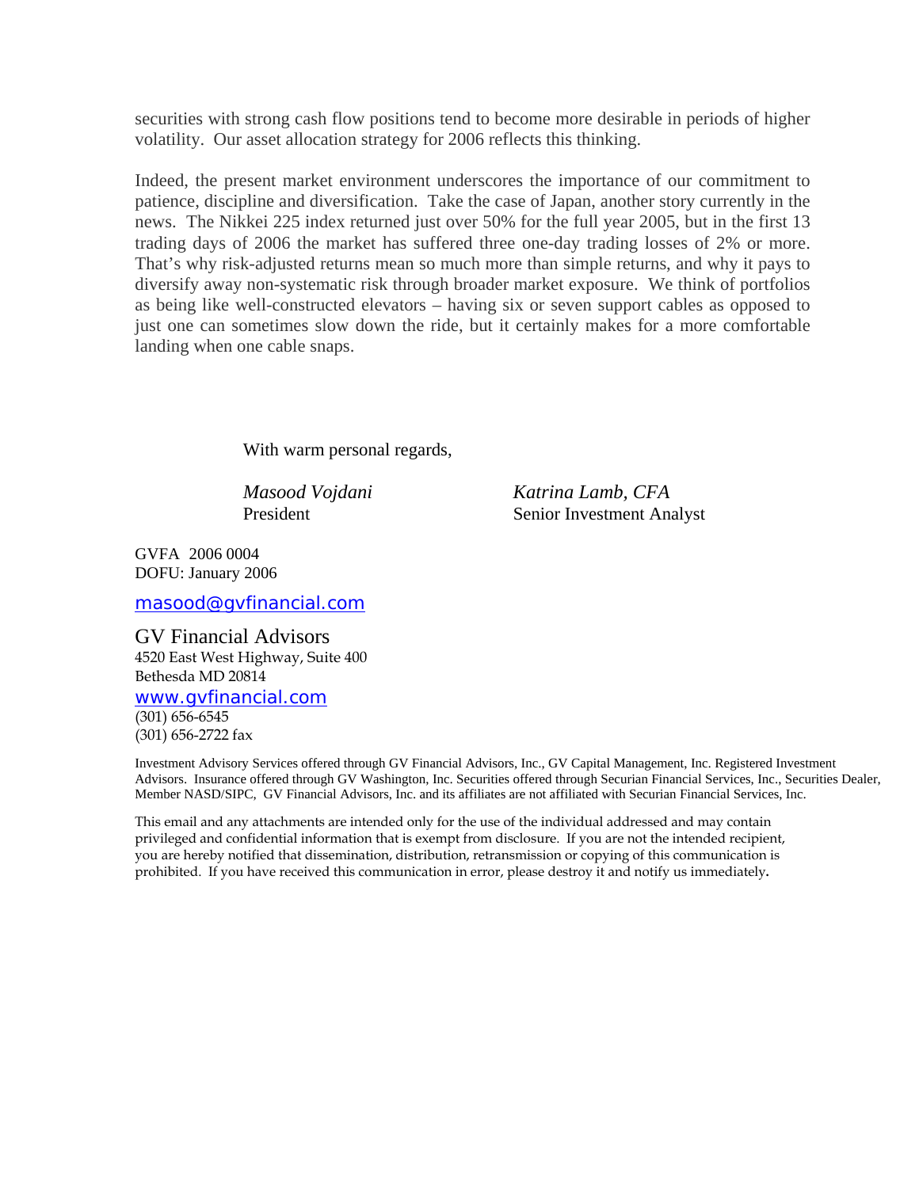securities with strong cash flow positions tend to become more desirable in periods of higher volatility. Our asset allocation strategy for 2006 reflects this thinking.

Indeed, the present market environment underscores the importance of our commitment to patience, discipline and diversification. Take the case of Japan, another story currently in the news. The Nikkei 225 index returned just over 50% for the full year 2005, but in the first 13 trading days of 2006 the market has suffered three one-day trading losses of 2% or more. That's why risk-adjusted returns mean so much more than simple returns, and why it pays to diversify away non-systematic risk through broader market exposure. We think of portfolios as being like well-constructed elevators – having six or seven support cables as opposed to just one can sometimes slow down the ride, but it certainly makes for a more comfortable landing when one cable snaps.

With warm personal regards,

*Masood Vojdani*
President

*Katrina Lamb, CFA*
Senior Investment Analyst

GVFA 2006 0004
DOFU: January 2006

masood@gvfinancial.com

GV Financial Advisors
4520 East West Highway, Suite 400
Bethesda MD 20814
www.gvfinancial.com
(301) 656-6545
(301) 656-2722 fax

Investment Advisory Services offered through GV Financial Advisors, Inc., GV Capital Management, Inc. Registered Investment Advisors. Insurance offered through GV Washington, Inc. Securities offered through Securian Financial Services, Inc., Securities Dealer, Member NASD/SIPC, GV Financial Advisors, Inc. and its affiliates are not affiliated with Securian Financial Services, Inc.

This email and any attachments are intended only for the use of the individual addressed and may contain privileged and confidential information that is exempt from disclosure. If you are not the intended recipient, you are hereby notified that dissemination, distribution, retransmission or copying of this communication is prohibited. If you have received this communication in error, please destroy it and notify us immediately.